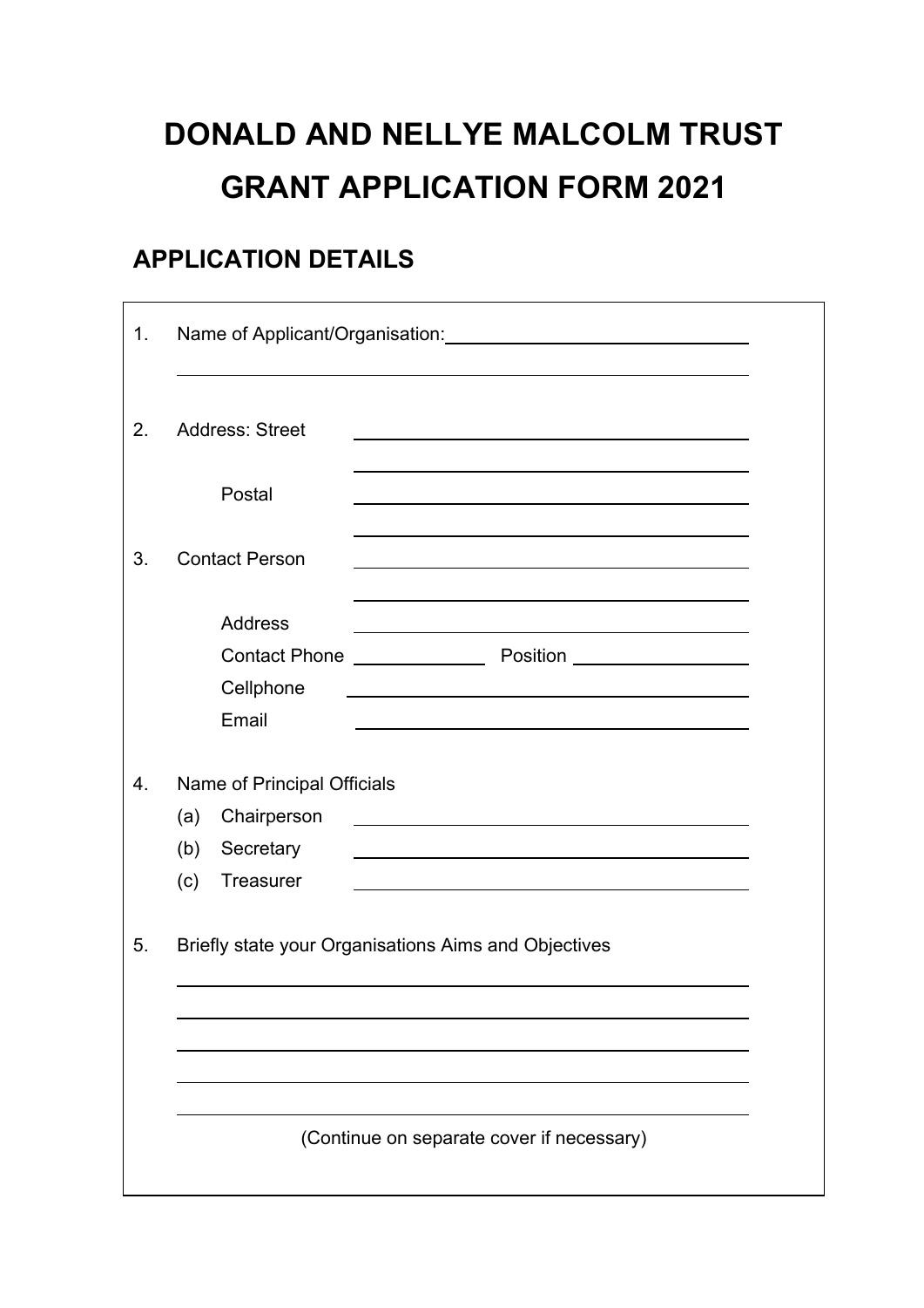# DONALD AND NELLYE MALCOLM TRUST
# GRANT APPLICATION FORM 2021

## APPLICATION DETAILS

1. Name of Applicant/Organisation: ______________________________

   ______________________________________________________________

2. Address: Street ______________________________

   ______________________________

   Postal ______________________________

   ______________________________

3. Contact Person ______________________________

   ______________________________

   Address ______________________________

   Contact Phone ______________ Position ______________

   Cellphone ______________________________

   Email ______________________________

4. Name of Principal Officials

   (a) Chairperson ______________________________

   (b) Secretary ______________________________

   (c) Treasurer ______________________________

5. Briefly state your Organisations Aims and Objectives

   ______________________________________________________________

   ______________________________________________________________

   ______________________________________________________________

   ______________________________________________________________

   ______________________________________________________________

   (Continue on separate cover if necessary)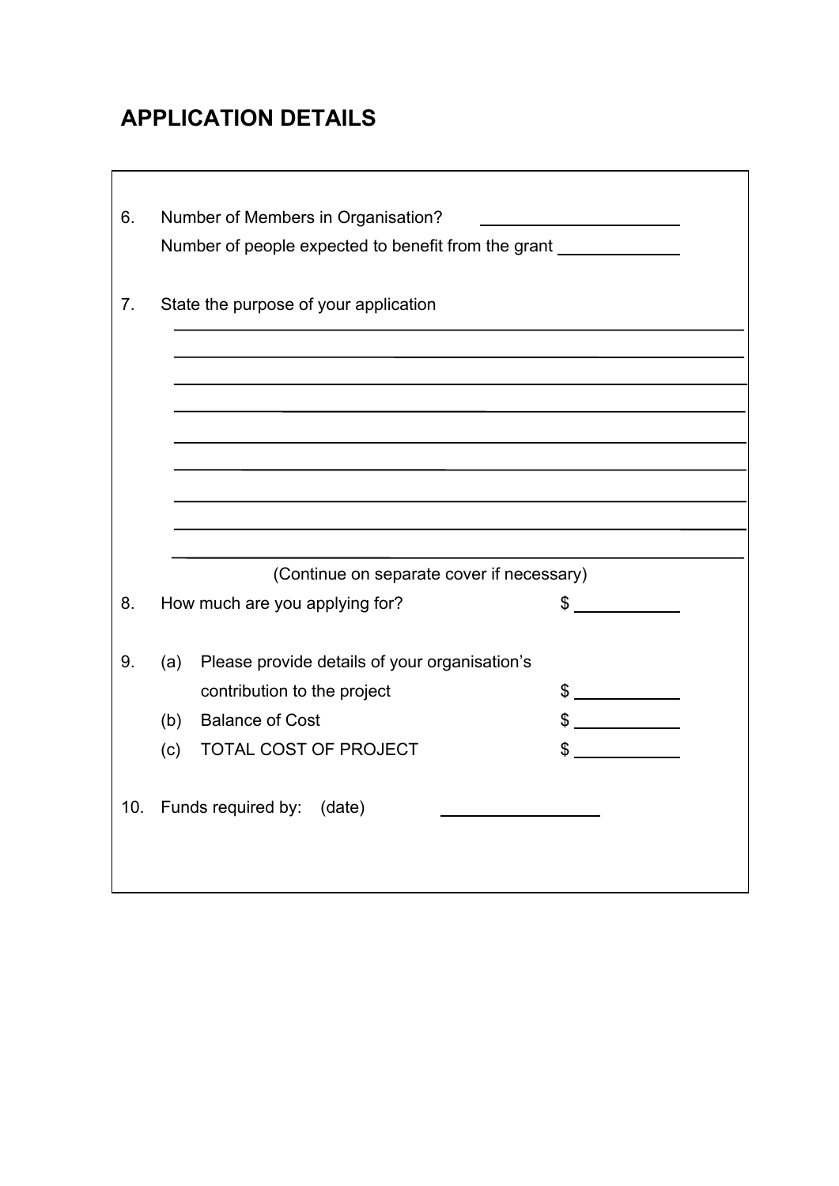## APPLICATION DETAILS

6. Number of Members in Organisation? ____________________

   Number of people expected to benefit from the grant ____________

7. State the purpose of your application

   ______________________________________________________________

   ______________________________________________________________

   ______________________________________________________________

   ______________________________________________________________

   ______________________________________________________________

   ______________________________________________________________

   ______________________________________________________________

   ______________________________________________________________

   ______________________________________________________________

   (Continue on separate cover if necessary)

8. How much are you applying for? $ __________

9. (a) Please provide details of your organisation's contribution to the project $ __________

   (b) Balance of Cost $ __________

   (c) TOTAL COST OF PROJECT $ __________

10. Funds required by: (date) ________________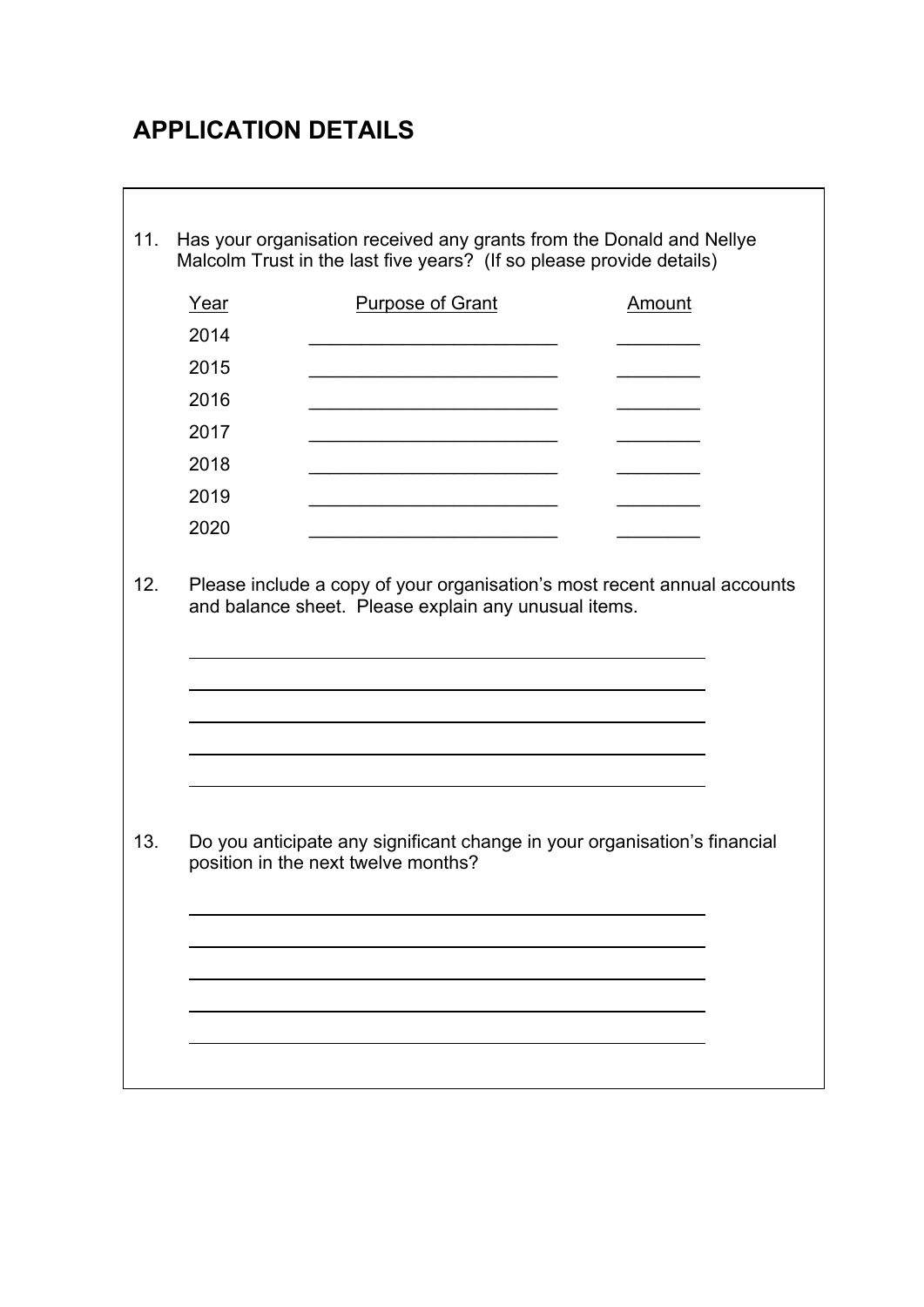## APPLICATION DETAILS

11. Has your organisation received any grants from the Donald and Nellye Malcolm Trust in the last five years? (If so please provide details)

| Year | Purpose of Grant | Amount |
|---|---|---|
| 2014 | ________________________ | ________ |
| 2015 | ________________________ | ________ |
| 2016 | ________________________ | ________ |
| 2017 | ________________________ | ________ |
| 2018 | ________________________ | ________ |
| 2019 | ________________________ | ________ |
| 2020 | ________________________ | ________ |

12. Please include a copy of your organisation's most recent annual accounts and balance sheet. Please explain any unusual items.

______________________________________________________

______________________________________________________

______________________________________________________

______________________________________________________

______________________________________________________

13. Do you anticipate any significant change in your organisation's financial position in the next twelve months?

______________________________________________________

______________________________________________________

______________________________________________________

______________________________________________________

______________________________________________________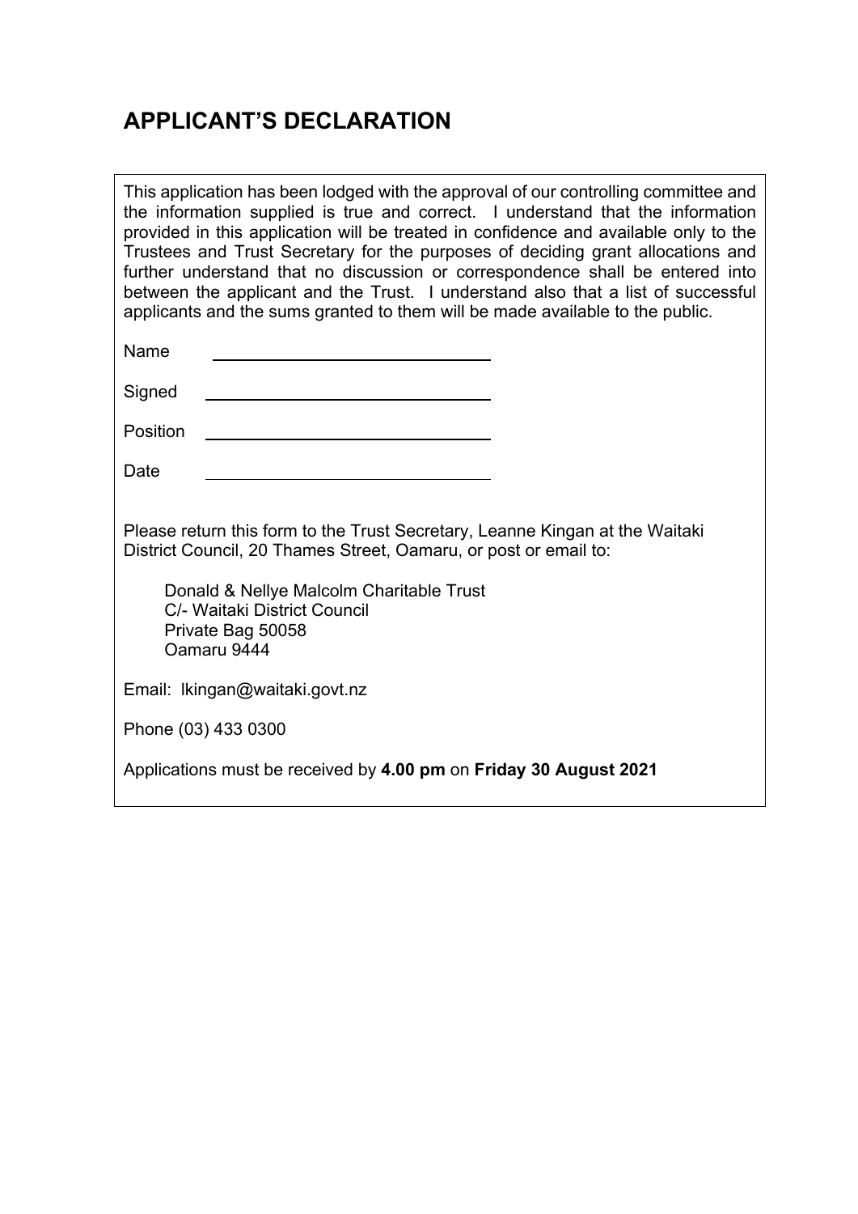# APPLICANT'S DECLARATION

This application has been lodged with the approval of our controlling committee and the information supplied is true and correct. I understand that the information provided in this application will be treated in confidence and available only to the Trustees and Trust Secretary for the purposes of deciding grant allocations and further understand that no discussion or correspondence shall be entered into between the applicant and the Trust. I understand also that a list of successful applicants and the sums granted to them will be made available to the public.

Name \_\_\_\_\_\_\_\_\_\_\_\_\_\_\_\_\_\_\_\_\_\_\_\_\_\_\_\_\_\_

Signed \_\_\_\_\_\_\_\_\_\_\_\_\_\_\_\_\_\_\_\_\_\_\_\_\_\_\_\_\_\_

Position \_\_\_\_\_\_\_\_\_\_\_\_\_\_\_\_\_\_\_\_\_\_\_\_\_\_\_\_\_\_

Date \_\_\_\_\_\_\_\_\_\_\_\_\_\_\_\_\_\_\_\_\_\_\_\_\_\_\_\_\_\_

Please return this form to the Trust Secretary, Leanne Kingan at the Waitaki District Council, 20 Thames Street, Oamaru, or post or email to:

Donald & Nellye Malcolm Charitable Trust
C/- Waitaki District Council
Private Bag 50058
Oamaru 9444

Email: lkingan@waitaki.govt.nz

Phone (03) 433 0300

Applications must be received by **4.00 pm** on **Friday 30 August 2021**